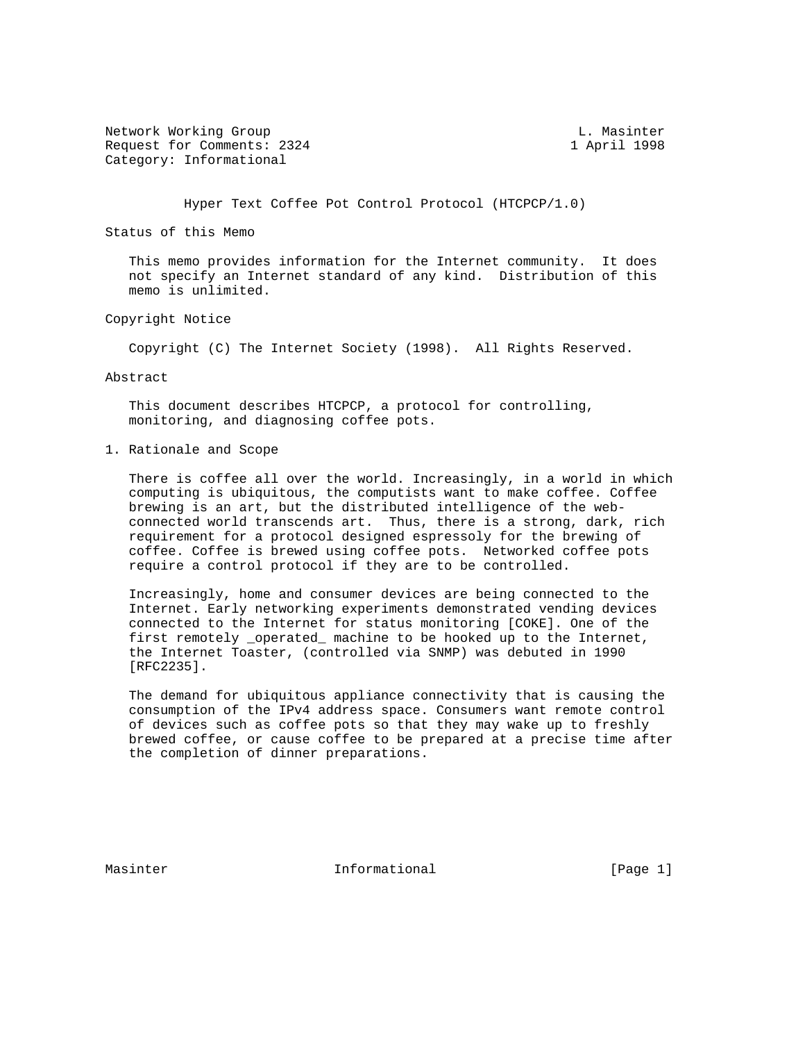Network Working Group L. Masinter
Request for Comments: 2324 1 April 1998
Category: Informational

# Hyper Text Coffee Pot Control Protocol (HTCPCP/1.0)

## Status of this Memo

This memo provides information for the Internet community. It does not specify an Internet standard of any kind. Distribution of this memo is unlimited.

## Copyright Notice

Copyright (C) The Internet Society (1998). All Rights Reserved.

## Abstract

This document describes HTCPCP, a protocol for controlling, monitoring, and diagnosing coffee pots.

## 1. Rationale and Scope

There is coffee all over the world. Increasingly, in a world in which computing is ubiquitous, the computists want to make coffee. Coffee brewing is an art, but the distributed intelligence of the web-connected world transcends art. Thus, there is a strong, dark, rich requirement for a protocol designed espressoly for the brewing of coffee. Coffee is brewed using coffee pots. Networked coffee pots require a control protocol if they are to be controlled.

Increasingly, home and consumer devices are being connected to the Internet. Early networking experiments demonstrated vending devices connected to the Internet for status monitoring [COKE]. One of the first remotely _operated_ machine to be hooked up to the Internet, the Internet Toaster, (controlled via SNMP) was debuted in 1990 [RFC2235].

The demand for ubiquitous appliance connectivity that is causing the consumption of the IPv4 address space. Consumers want remote control of devices such as coffee pots so that they may wake up to freshly brewed coffee, or cause coffee to be prepared at a precise time after the completion of dinner preparations.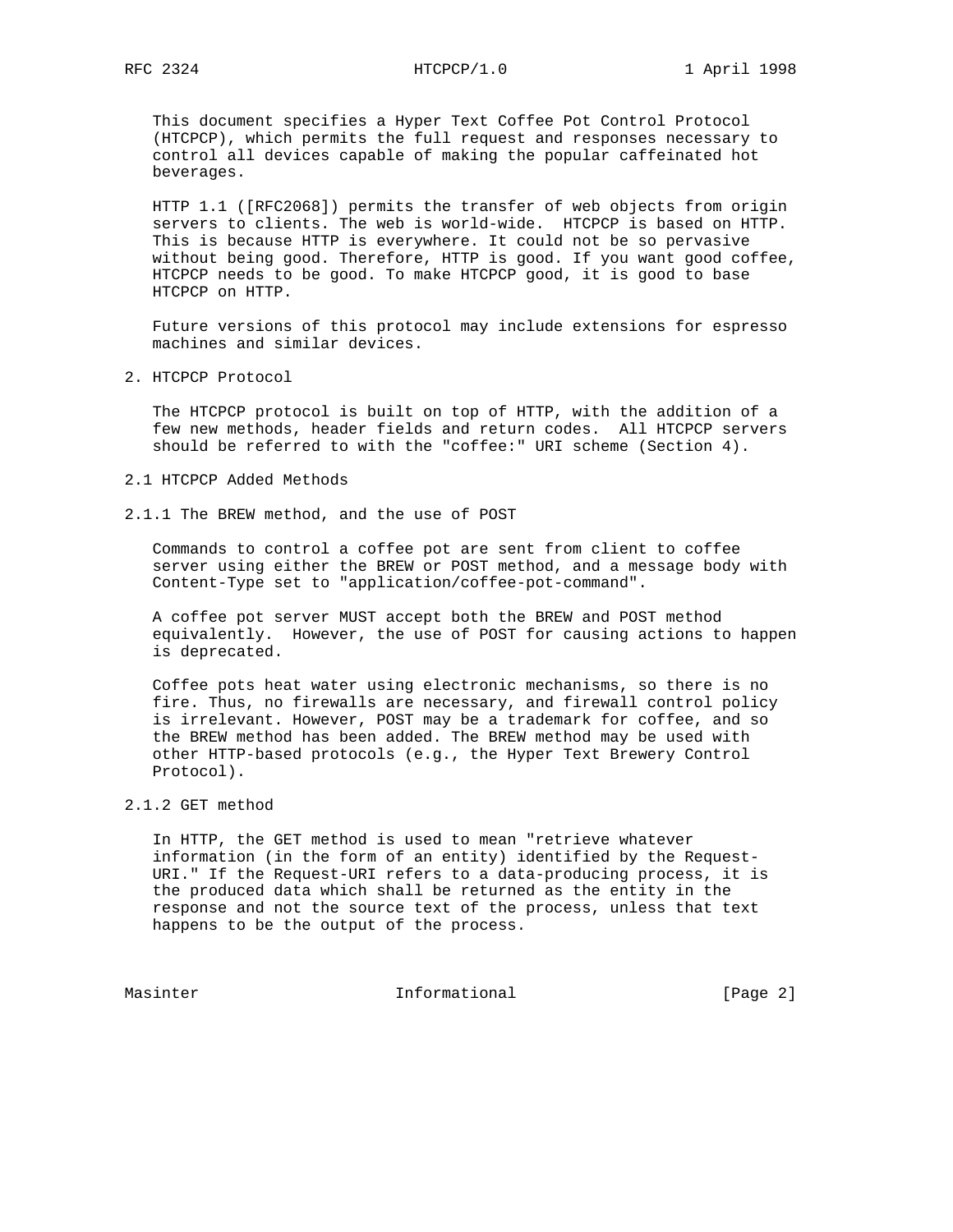This document specifies a Hyper Text Coffee Pot Control Protocol (HTCPCP), which permits the full request and responses necessary to control all devices capable of making the popular caffeinated hot beverages.

HTTP 1.1 ([RFC2068]) permits the transfer of web objects from origin servers to clients. The web is world-wide.  HTCPCP is based on HTTP. This is because HTTP is everywhere. It could not be so pervasive without being good. Therefore, HTTP is good. If you want good coffee, HTCPCP needs to be good. To make HTCPCP good, it is good to base HTCPCP on HTTP.

Future versions of this protocol may include extensions for espresso machines and similar devices.

## 2. HTCPCP Protocol

The HTCPCP protocol is built on top of HTTP, with the addition of a few new methods, header fields and return codes.  All HTCPCP servers should be referred to with the "coffee:" URI scheme (Section 4).

### 2.1 HTCPCP Added Methods

#### 2.1.1 The BREW method, and the use of POST

Commands to control a coffee pot are sent from client to coffee server using either the BREW or POST method, and a message body with Content-Type set to "application/coffee-pot-command".

A coffee pot server MUST accept both the BREW and POST method equivalently.  However, the use of POST for causing actions to happen is deprecated.

Coffee pots heat water using electronic mechanisms, so there is no fire. Thus, no firewalls are necessary, and firewall control policy is irrelevant. However, POST may be a trademark for coffee, and so the BREW method has been added. The BREW method may be used with other HTTP-based protocols (e.g., the Hyper Text Brewery Control Protocol).

#### 2.1.2 GET method

In HTTP, the GET method is used to mean "retrieve whatever information (in the form of an entity) identified by the Request-URI." If the Request-URI refers to a data-producing process, it is the produced data which shall be returned as the entity in the response and not the source text of the process, unless that text happens to be the output of the process.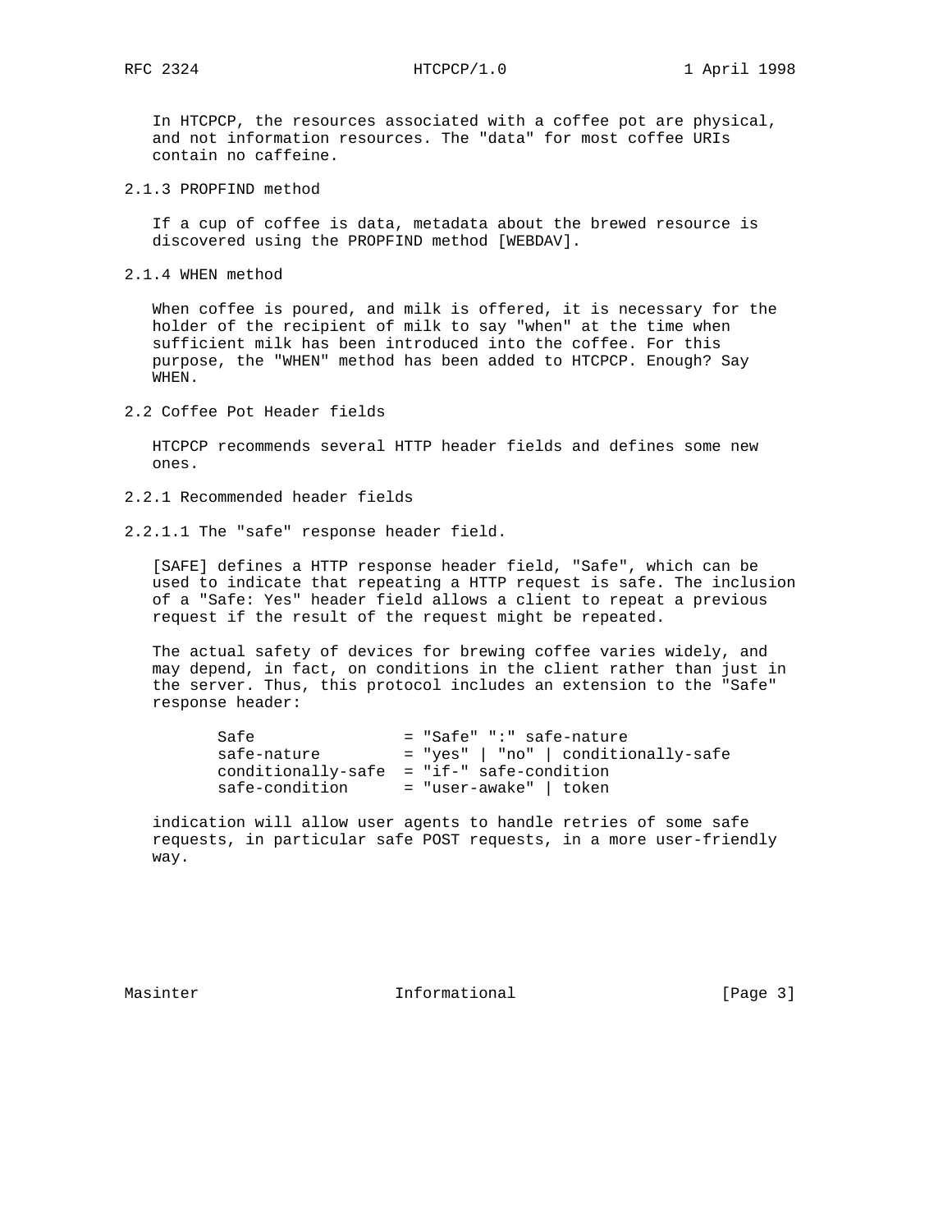In HTCPCP, the resources associated with a coffee pot are physical, and not information resources. The "data" for most coffee URIs contain no caffeine.

#### 2.1.3 PROPFIND method

If a cup of coffee is data, metadata about the brewed resource is discovered using the PROPFIND method [WEBDAV].

#### 2.1.4 WHEN method

When coffee is poured, and milk is offered, it is necessary for the holder of the recipient of milk to say "when" at the time when sufficient milk has been introduced into the coffee. For this purpose, the "WHEN" method has been added to HTCPCP. Enough? Say WHEN.

### 2.2 Coffee Pot Header fields

HTCPCP recommends several HTTP header fields and defines some new ones.

#### 2.2.1 Recommended header fields

##### 2.2.1.1 The "safe" response header field.

[SAFE] defines a HTTP response header field, "Safe", which can be used to indicate that repeating a HTTP request is safe. The inclusion of a "Safe: Yes" header field allows a client to repeat a previous request if the result of the request might be repeated.

The actual safety of devices for brewing coffee varies widely, and may depend, in fact, on conditions in the client rather than just in the server. Thus, this protocol includes an extension to the "Safe" response header:

```
Safe                = "Safe" ":" safe-nature
safe-nature         = "yes" | "no" | conditionally-safe
conditionally-safe  = "if-" safe-condition
safe-condition      = "user-awake" | token
```

indication will allow user agents to handle retries of some safe requests, in particular safe POST requests, in a more user-friendly way.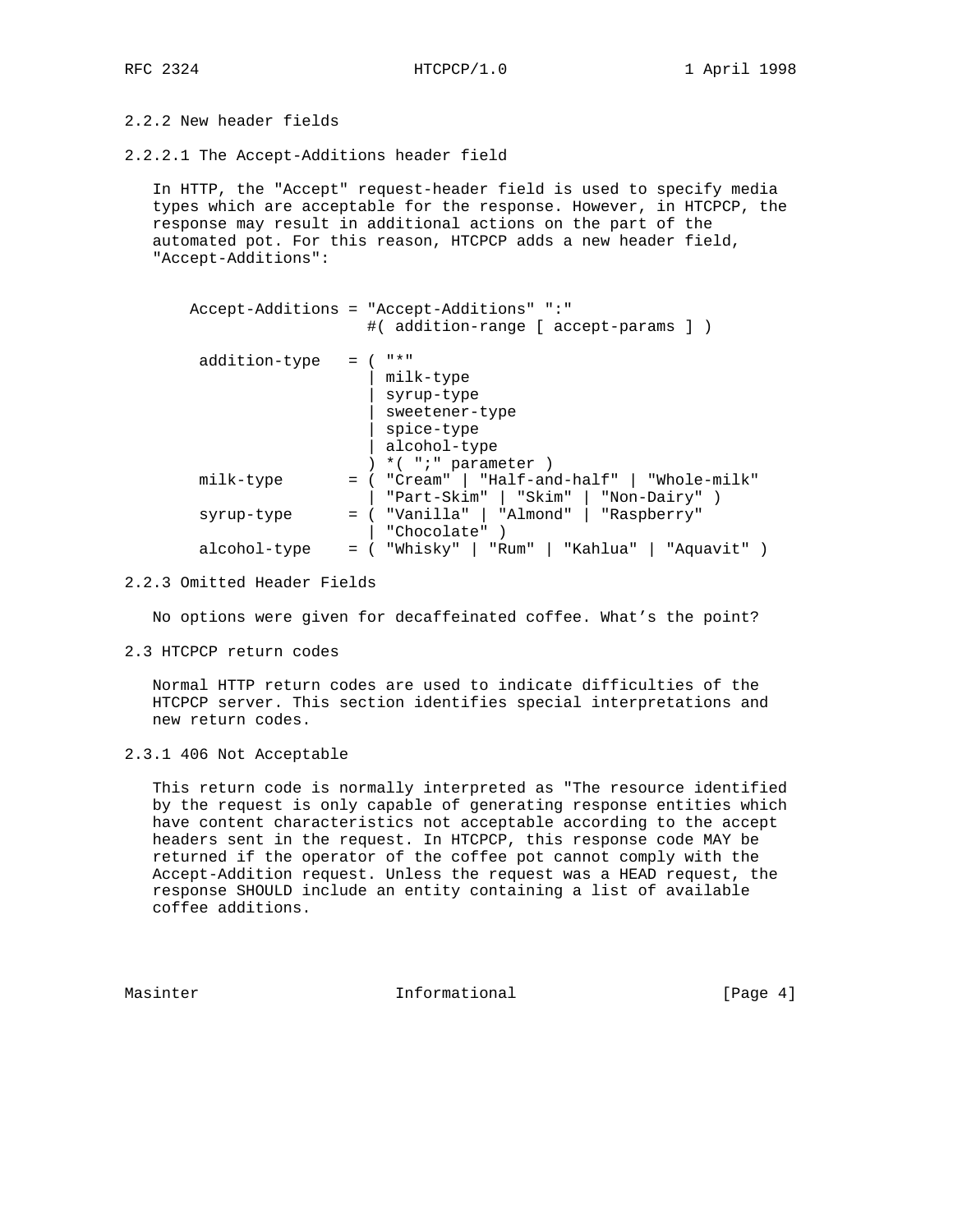### 2.2.2 New header fields

#### 2.2.2.1 The Accept-Additions header field

In HTTP, the "Accept" request-header field is used to specify media types which are acceptable for the response. However, in HTCPCP, the response may result in additional actions on the part of the automated pot. For this reason, HTCPCP adds a new header field, "Accept-Additions":

```
    Accept-Additions = "Accept-Additions" ":"
                       #( addition-range [ accept-params ] )

     addition-type   = ( "*"
                       | milk-type
                       | syrup-type
                       | sweetener-type
                       | spice-type
                       | alcohol-type
                       ) *( ";" parameter )
     milk-type       = ( "Cream" | "Half-and-half" | "Whole-milk"
                       | "Part-Skim" | "Skim" | "Non-Dairy" )
     syrup-type      = ( "Vanilla" | "Almond" | "Raspberry"
                       | "Chocolate" )
     alcohol-type    = ( "Whisky" | "Rum" | "Kahlua" | "Aquavit" )
```

### 2.2.3 Omitted Header Fields

No options were given for decaffeinated coffee. What’s the point?

## 2.3 HTCPCP return codes

Normal HTTP return codes are used to indicate difficulties of the HTCPCP server. This section identifies special interpretations and new return codes.

### 2.3.1 406 Not Acceptable

This return code is normally interpreted as "The resource identified by the request is only capable of generating response entities which have content characteristics not acceptable according to the accept headers sent in the request. In HTCPCP, this response code MAY be returned if the operator of the coffee pot cannot comply with the Accept-Addition request. Unless the request was a HEAD request, the response SHOULD include an entity containing a list of available coffee additions.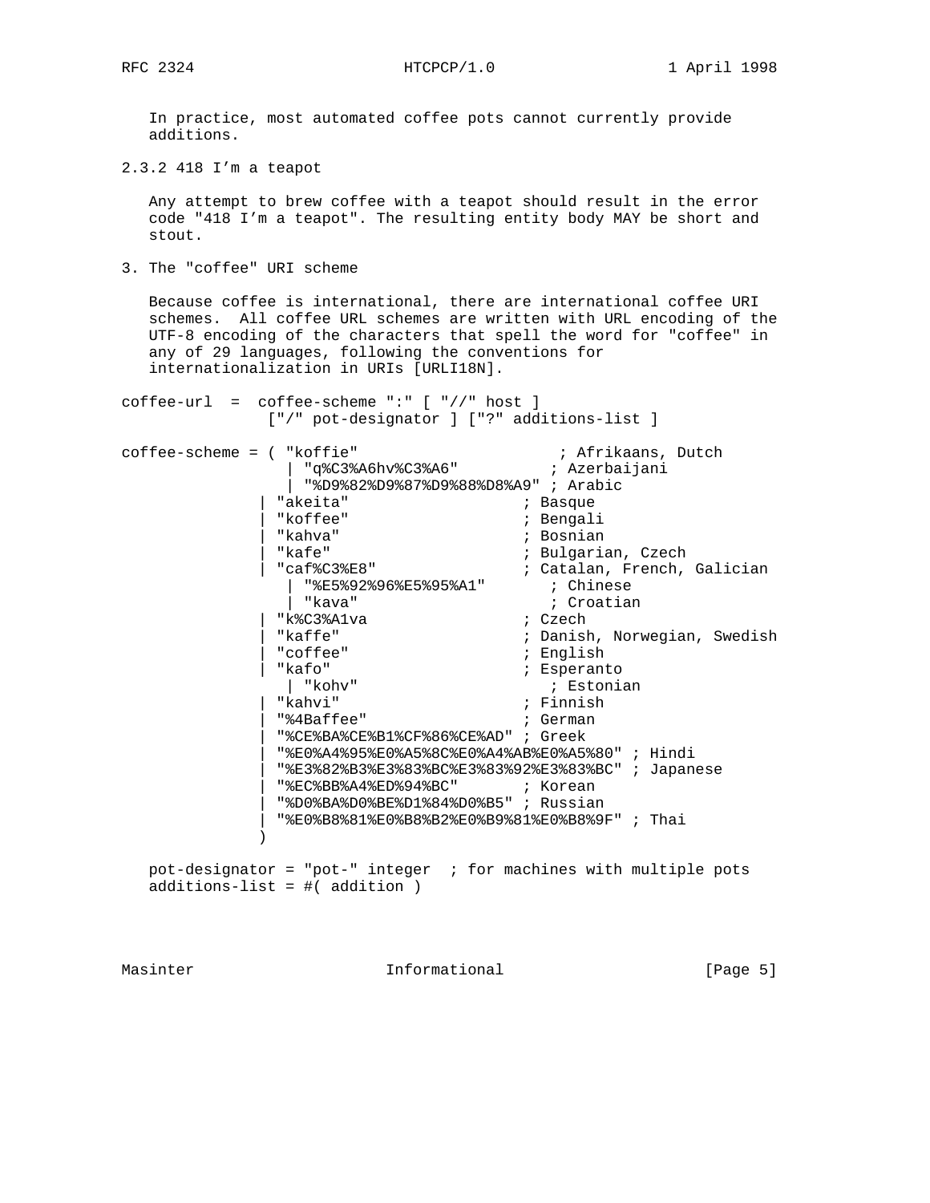In practice, most automated coffee pots cannot currently provide additions.

### 2.3.2 418 I'm a teapot

Any attempt to brew coffee with a teapot should result in the error code "418 I'm a teapot". The resulting entity body MAY be short and stout.

## 3. The "coffee" URI scheme

Because coffee is international, there are international coffee URI schemes. All coffee URL schemes are written with URL encoding of the UTF-8 encoding of the characters that spell the word for "coffee" in any of 29 languages, following the conventions for internationalization in URIs [URLI18N].

```
coffee-url  =  coffee-scheme ":" [ "//" host ]
                ["/" pot-designator ] ["?" additions-list ]

coffee-scheme = ( "koffie"                      ; Afrikaans, Dutch
                  | "q%C3%A6hv%C3%A6"          ; Azerbaijani
                  | "%D9%82%D9%87%D9%88%D8%A9" ; Arabic
               | "akeita"                   ; Basque
               | "koffee"                   ; Bengali
               | "kahva"                    ; Bosnian
               | "kafe"                     ; Bulgarian, Czech
               | "caf%C3%E8"                ; Catalan, French, Galician
                  | "%E5%92%96%E5%95%A1"       ; Chinese
                  | "kava"                     ; Croatian
               | "k%C3%A1va                 ; Czech
               | "kaffe"                    ; Danish, Norwegian, Swedish
               | "coffee"                   ; English
               | "kafo"                     ; Esperanto
                  | "kohv"                     ; Estonian
               | "kahvi"                    ; Finnish
               | "%4Baffee"                 ; German
               | "%CE%BA%CE%B1%CF%86%CE%AD" ; Greek
               | "%E0%A4%95%E0%A5%8C%E0%A4%AB%E0%A5%80" ; Hindi
               | "%E3%82%B3%E3%83%BC%E3%83%92%E3%83%BC" ; Japanese
               | "%EC%BB%A4%ED%94%BC"       ; Korean
               | "%D0%BA%D0%BE%D1%84%D0%B5" ; Russian
               | "%E0%B8%81%E0%B8%B2%E0%B9%81%E0%B8%9F" ; Thai
               )

   pot-designator = "pot-" integer  ; for machines with multiple pots
   additions-list = #( addition )
```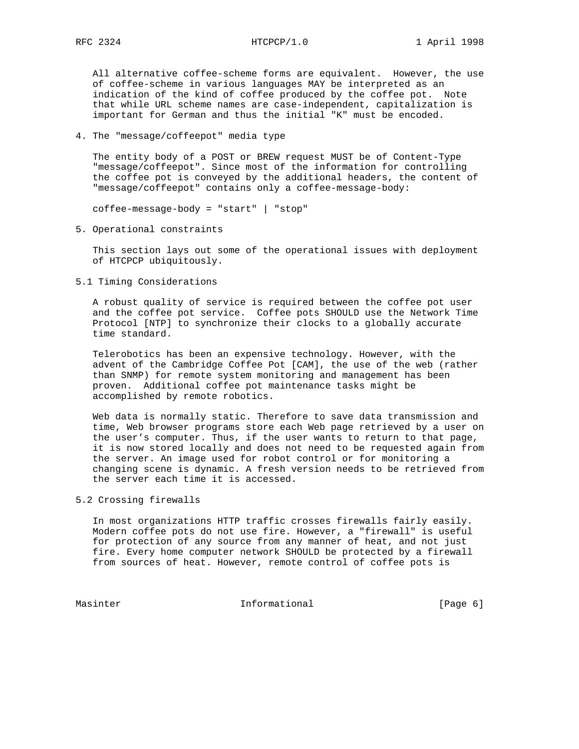All alternative coffee-scheme forms are equivalent. However, the use of coffee-scheme in various languages MAY be interpreted as an indication of the kind of coffee produced by the coffee pot. Note that while URL scheme names are case-independent, capitalization is important for German and thus the initial "K" must be encoded.

## 4. The "message/coffeepot" media type

The entity body of a POST or BREW request MUST be of Content-Type "message/coffeepot". Since most of the information for controlling the coffee pot is conveyed by the additional headers, the content of "message/coffeepot" contains only a coffee-message-body:

```
coffee-message-body = "start" | "stop"
```

## 5. Operational constraints

This section lays out some of the operational issues with deployment of HTCPCP ubiquitously.

### 5.1 Timing Considerations

A robust quality of service is required between the coffee pot user and the coffee pot service. Coffee pots SHOULD use the Network Time Protocol [NTP] to synchronize their clocks to a globally accurate time standard.

Telerobotics has been an expensive technology. However, with the advent of the Cambridge Coffee Pot [CAM], the use of the web (rather than SNMP) for remote system monitoring and management has been proven. Additional coffee pot maintenance tasks might be accomplished by remote robotics.

Web data is normally static. Therefore to save data transmission and time, Web browser programs store each Web page retrieved by a user on the user's computer. Thus, if the user wants to return to that page, it is now stored locally and does not need to be requested again from the server. An image used for robot control or for monitoring a changing scene is dynamic. A fresh version needs to be retrieved from the server each time it is accessed.

### 5.2 Crossing firewalls

In most organizations HTTP traffic crosses firewalls fairly easily. Modern coffee pots do not use fire. However, a "firewall" is useful for protection of any source from any manner of heat, and not just fire. Every home computer network SHOULD be protected by a firewall from sources of heat. However, remote control of coffee pots is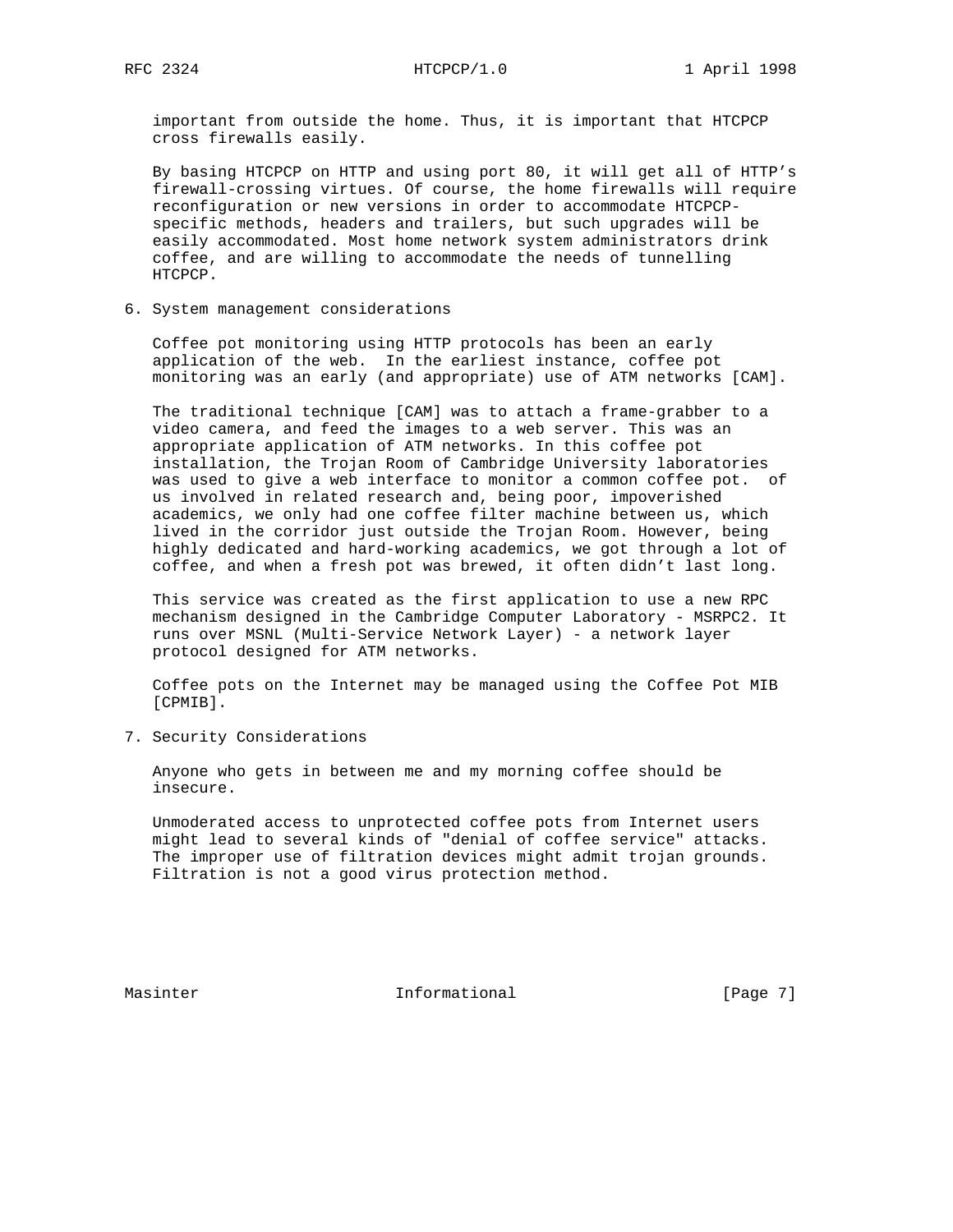important from outside the home. Thus, it is important that HTCPCP cross firewalls easily.

By basing HTCPCP on HTTP and using port 80, it will get all of HTTP's firewall-crossing virtues. Of course, the home firewalls will require reconfiguration or new versions in order to accommodate HTCPCP-specific methods, headers and trailers, but such upgrades will be easily accommodated. Most home network system administrators drink coffee, and are willing to accommodate the needs of tunnelling HTCPCP.

## 6. System management considerations

Coffee pot monitoring using HTTP protocols has been an early application of the web. In the earliest instance, coffee pot monitoring was an early (and appropriate) use of ATM networks [CAM].

The traditional technique [CAM] was to attach a frame-grabber to a video camera, and feed the images to a web server. This was an appropriate application of ATM networks. In this coffee pot installation, the Trojan Room of Cambridge University laboratories was used to give a web interface to monitor a common coffee pot. of us involved in related research and, being poor, impoverished academics, we only had one coffee filter machine between us, which lived in the corridor just outside the Trojan Room. However, being highly dedicated and hard-working academics, we got through a lot of coffee, and when a fresh pot was brewed, it often didn't last long.

This service was created as the first application to use a new RPC mechanism designed in the Cambridge Computer Laboratory - MSRPC2. It runs over MSNL (Multi-Service Network Layer) - a network layer protocol designed for ATM networks.

Coffee pots on the Internet may be managed using the Coffee Pot MIB [CPMIB].

## 7. Security Considerations

Anyone who gets in between me and my morning coffee should be insecure.

Unmoderated access to unprotected coffee pots from Internet users might lead to several kinds of "denial of coffee service" attacks. The improper use of filtration devices might admit trojan grounds. Filtration is not a good virus protection method.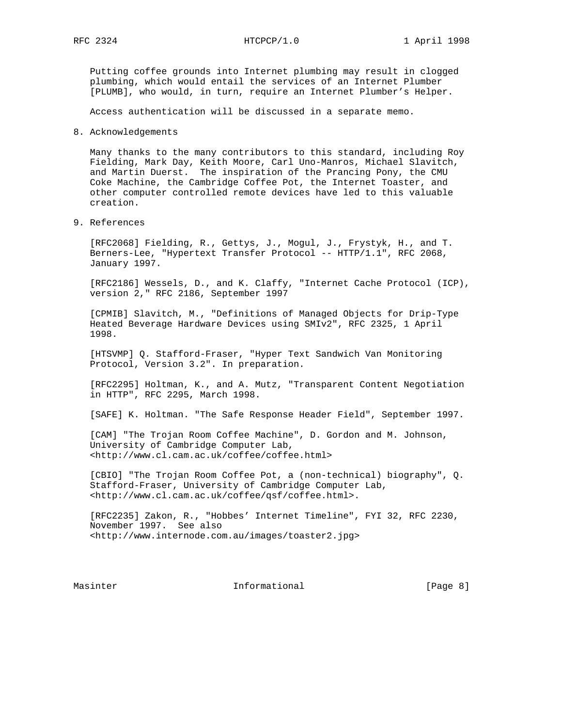Putting coffee grounds into Internet plumbing may result in clogged plumbing, which would entail the services of an Internet Plumber [PLUMB], who would, in turn, require an Internet Plumber's Helper.

Access authentication will be discussed in a separate memo.

## 8. Acknowledgements

Many thanks to the many contributors to this standard, including Roy Fielding, Mark Day, Keith Moore, Carl Uno-Manros, Michael Slavitch, and Martin Duerst. The inspiration of the Prancing Pony, the CMU Coke Machine, the Cambridge Coffee Pot, the Internet Toaster, and other computer controlled remote devices have led to this valuable creation.

## 9. References

[RFC2068] Fielding, R., Gettys, J., Mogul, J., Frystyk, H., and T. Berners-Lee, "Hypertext Transfer Protocol -- HTTP/1.1", RFC 2068, January 1997.

[RFC2186] Wessels, D., and K. Claffy, "Internet Cache Protocol (ICP), version 2," RFC 2186, September 1997

[CPMIB] Slavitch, M., "Definitions of Managed Objects for Drip-Type Heated Beverage Hardware Devices using SMIv2", RFC 2325, 1 April 1998.

[HTSVMP] Q. Stafford-Fraser, "Hyper Text Sandwich Van Monitoring Protocol, Version 3.2". In preparation.

[RFC2295] Holtman, K., and A. Mutz, "Transparent Content Negotiation in HTTP", RFC 2295, March 1998.

[SAFE] K. Holtman. "The Safe Response Header Field", September 1997.

[CAM] "The Trojan Room Coffee Machine", D. Gordon and M. Johnson, University of Cambridge Computer Lab, <http://www.cl.cam.ac.uk/coffee/coffee.html>

[CBIO] "The Trojan Room Coffee Pot, a (non-technical) biography", Q. Stafford-Fraser, University of Cambridge Computer Lab, <http://www.cl.cam.ac.uk/coffee/qsf/coffee.html>.

[RFC2235] Zakon, R., "Hobbes' Internet Timeline", FYI 32, RFC 2230, November 1997. See also <http://www.internode.com.au/images/toaster2.jpg>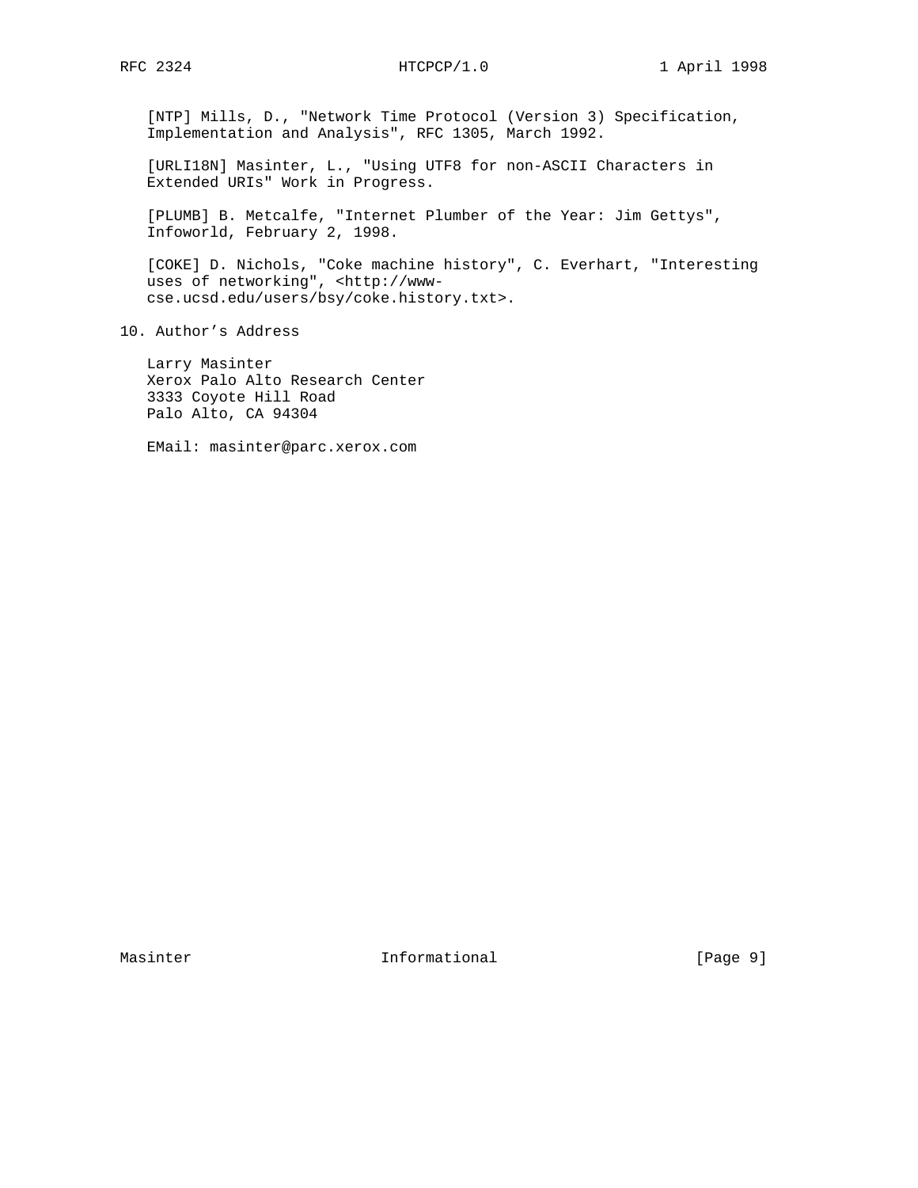[NTP] Mills, D., "Network Time Protocol (Version 3) Specification, Implementation and Analysis", RFC 1305, March 1992.

[URLI18N] Masinter, L., "Using UTF8 for non-ASCII Characters in Extended URIs" Work in Progress.

[PLUMB] B. Metcalfe, "Internet Plumber of the Year: Jim Gettys", Infoworld, February 2, 1998.

[COKE] D. Nichols, "Coke machine history", C. Everhart, "Interesting uses of networking", <http://www-cse.ucsd.edu/users/bsy/coke.history.txt>.

## 10. Author's Address

Larry Masinter
Xerox Palo Alto Research Center
3333 Coyote Hill Road
Palo Alto, CA 94304

EMail: masinter@parc.xerox.com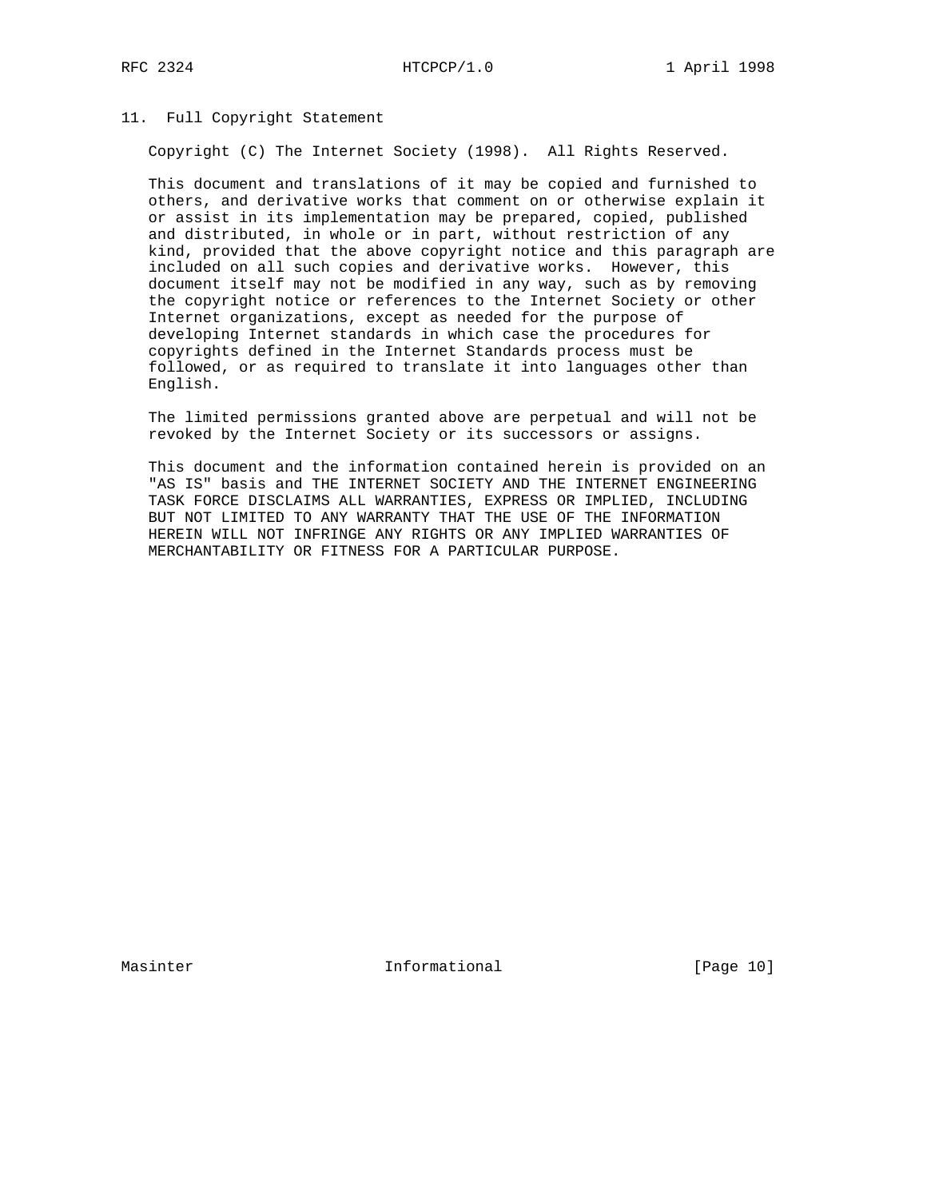## 11. Full Copyright Statement

Copyright (C) The Internet Society (1998). All Rights Reserved.

This document and translations of it may be copied and furnished to others, and derivative works that comment on or otherwise explain it or assist in its implementation may be prepared, copied, published and distributed, in whole or in part, without restriction of any kind, provided that the above copyright notice and this paragraph are included on all such copies and derivative works. However, this document itself may not be modified in any way, such as by removing the copyright notice or references to the Internet Society or other Internet organizations, except as needed for the purpose of developing Internet standards in which case the procedures for copyrights defined in the Internet Standards process must be followed, or as required to translate it into languages other than English.

The limited permissions granted above are perpetual and will not be revoked by the Internet Society or its successors or assigns.

This document and the information contained herein is provided on an "AS IS" basis and THE INTERNET SOCIETY AND THE INTERNET ENGINEERING TASK FORCE DISCLAIMS ALL WARRANTIES, EXPRESS OR IMPLIED, INCLUDING BUT NOT LIMITED TO ANY WARRANTY THAT THE USE OF THE INFORMATION HEREIN WILL NOT INFRINGE ANY RIGHTS OR ANY IMPLIED WARRANTIES OF MERCHANTABILITY OR FITNESS FOR A PARTICULAR PURPOSE.